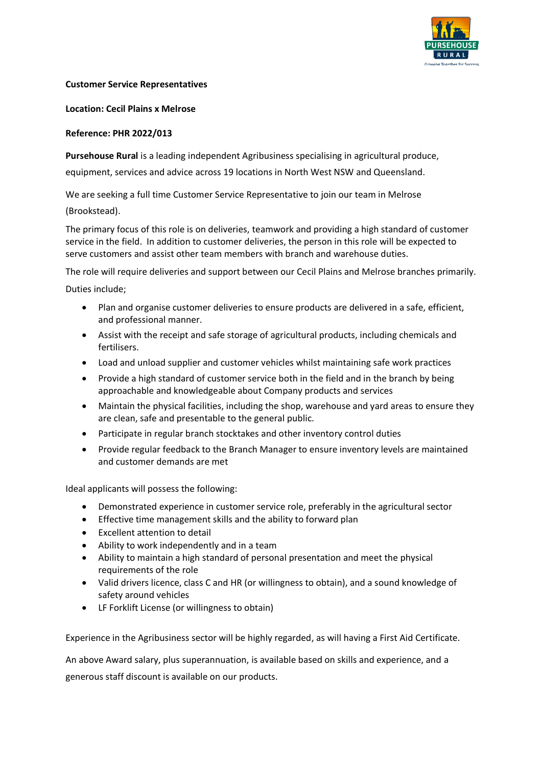**Customer Service Representatives**

**Location: Cecil Plains x Melrose**

**Reference: PHR 2022/013**

**Pursehouse Rural** is a leading independent Agribusiness specialising in agricultural produce, equipment, services and advice across 19 locations in North West NSW and Queensland.

We are seeking a full time Customer Service Representative to join our team in Melrose (Brookstead).

The primary focus of this role is on deliveries, teamwork and providing a high standard of customer service in the field. In addition to customer deliveries, the person in this role will be expected to serve customers and assist other team members with branch and warehouse duties.

The role will require deliveries and support between our Cecil Plains and Melrose branches primarily.

Duties include;

- Plan and organise customer deliveries to ensure products are delivered in a safe, efficient, and professional manner.
- Assist with the receipt and safe storage of agricultural products, including chemicals and fertilisers.
- Load and unload supplier and customer vehicles whilst maintaining safe work practices
- Provide a high standard of customer service both in the field and in the branch by being approachable and knowledgeable about Company products and services
- Maintain the physical facilities, including the shop, warehouse and yard areas to ensure they are clean, safe and presentable to the general public.
- Participate in regular branch stocktakes and other inventory control duties
- Provide regular feedback to the Branch Manager to ensure inventory levels are maintained and customer demands are met

Ideal applicants will possess the following:

- Demonstrated experience in customer service role, preferably in the agricultural sector
- Effective time management skills and the ability to forward plan
- Excellent attention to detail
- Ability to work independently and in a team
- Ability to maintain a high standard of personal presentation and meet the physical requirements of the role
- Valid drivers licence, class C and HR (or willingness to obtain), and a sound knowledge of safety around vehicles
- LF Forklift License (or willingness to obtain)

Experience in the Agribusiness sector will be highly regarded, as will having a First Aid Certificate.

An above Award salary, plus superannuation, is available based on skills and experience, and a generous staff discount is available on our products.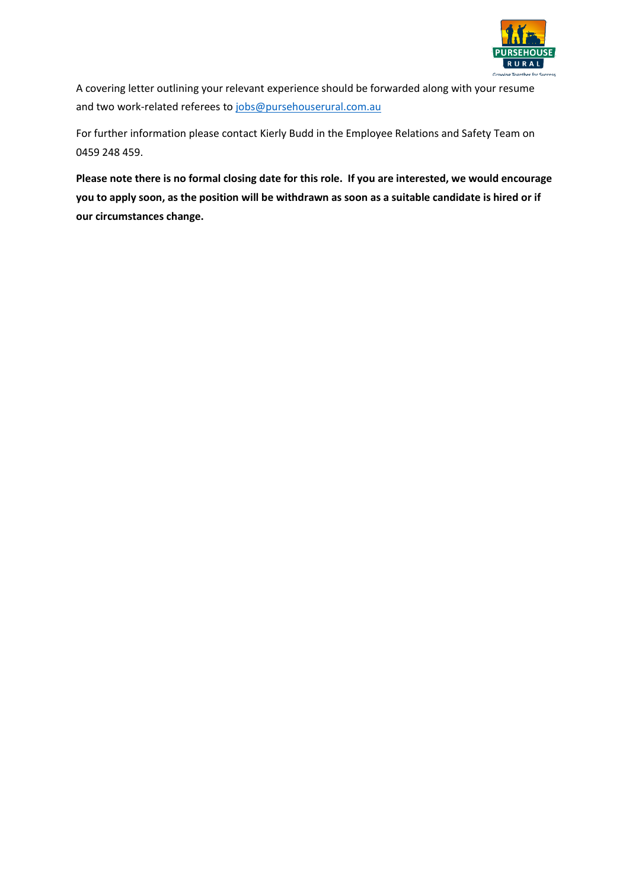A covering letter outlining your relevant experience should be forwarded along with your resume and two work-related referees to jobs@pursehouserural.com.au

For further information please contact Kierly Budd in the Employee Relations and Safety Team on 0459 248 459.

**Please note there is no formal closing date for this role. If you are interested, we would encourage you to apply soon, as the position will be withdrawn as soon as a suitable candidate is hired or if our circumstances change.**